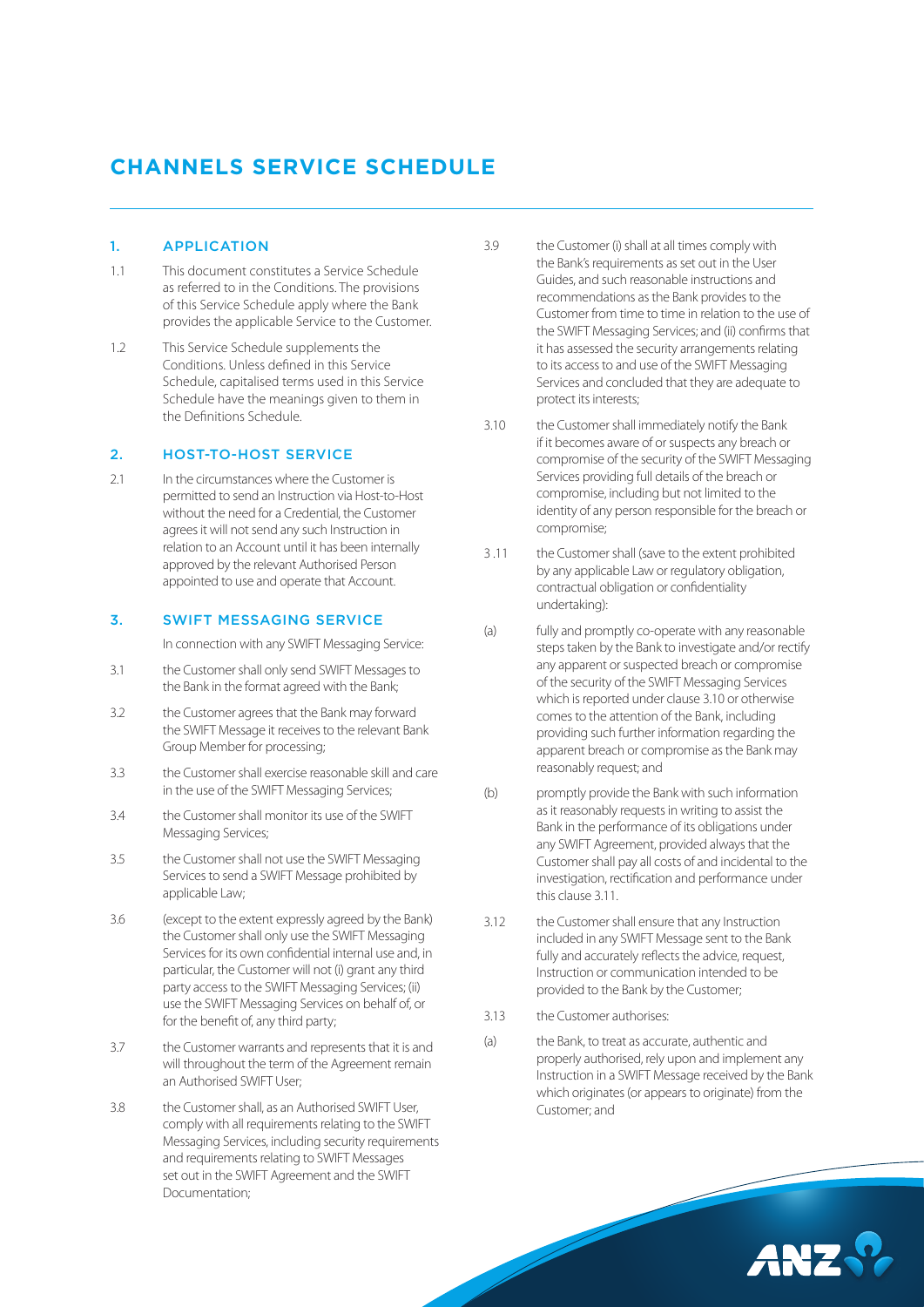# CHANNELS SERVICE SCHEDULE

## 1. APPLICATION

1.1 This document constitutes a Service Schedule as referred to in the Conditions. The provisions of this Service Schedule apply where the Bank provides the applicable Service to the Customer.

1.2 This Service Schedule supplements the Conditions. Unless defined in this Service Schedule, capitalised terms used in this Service Schedule have the meanings given to them in the Definitions Schedule.

## 2. HOST-TO-HOST SERVICE

2.1 In the circumstances where the Customer is permitted to send an Instruction via Host-to-Host without the need for a Credential, the Customer agrees it will not send any such Instruction in relation to an Account until it has been internally approved by the relevant Authorised Person appointed to use and operate that Account.

## 3. SWIFT MESSAGING SERVICE

In connection with any SWIFT Messaging Service:

3.1 the Customer shall only send SWIFT Messages to the Bank in the format agreed with the Bank;

3.2 the Customer agrees that the Bank may forward the SWIFT Message it receives to the relevant Bank Group Member for processing;

3.3 the Customer shall exercise reasonable skill and care in the use of the SWIFT Messaging Services;

3.4 the Customer shall monitor its use of the SWIFT Messaging Services;

3.5 the Customer shall not use the SWIFT Messaging Services to send a SWIFT Message prohibited by applicable Law;

3.6 (except to the extent expressly agreed by the Bank) the Customer shall only use the SWIFT Messaging Services for its own confidential internal use and, in particular, the Customer will not (i) grant any third party access to the SWIFT Messaging Services; (ii) use the SWIFT Messaging Services on behalf of, or for the benefit of, any third party;

3.7 the Customer warrants and represents that it is and will throughout the term of the Agreement remain an Authorised SWIFT User;

3.8 the Customer shall, as an Authorised SWIFT User, comply with all requirements relating to the SWIFT Messaging Services, including security requirements and requirements relating to SWIFT Messages set out in the SWIFT Agreement and the SWIFT Documentation;

3.9 the Customer (i) shall at all times comply with the Bank's requirements as set out in the User Guides, and such reasonable instructions and recommendations as the Bank provides to the Customer from time to time in relation to the use of the SWIFT Messaging Services; and (ii) confirms that it has assessed the security arrangements relating to its access to and use of the SWIFT Messaging Services and concluded that they are adequate to protect its interests;

3.10 the Customer shall immediately notify the Bank if it becomes aware of or suspects any breach or compromise of the security of the SWIFT Messaging Services providing full details of the breach or compromise, including but not limited to the identity of any person responsible for the breach or compromise;

3.11 the Customer shall (save to the extent prohibited by any applicable Law or regulatory obligation, contractual obligation or confidentiality undertaking):

(a) fully and promptly co-operate with any reasonable steps taken by the Bank to investigate and/or rectify any apparent or suspected breach or compromise of the security of the SWIFT Messaging Services which is reported under clause 3.10 or otherwise comes to the attention of the Bank, including providing such further information regarding the apparent breach or compromise as the Bank may reasonably request; and

(b) promptly provide the Bank with such information as it reasonably requests in writing to assist the Bank in the performance of its obligations under any SWIFT Agreement, provided always that the Customer shall pay all costs of and incidental to the investigation, rectification and performance under this clause 3.11.

3.12 the Customer shall ensure that any Instruction included in any SWIFT Message sent to the Bank fully and accurately reflects the advice, request, Instruction or communication intended to be provided to the Bank by the Customer;

3.13 the Customer authorises:

(a) the Bank, to treat as accurate, authentic and properly authorised, rely upon and implement any Instruction in a SWIFT Message received by the Bank which originates (or appears to originate) from the Customer; and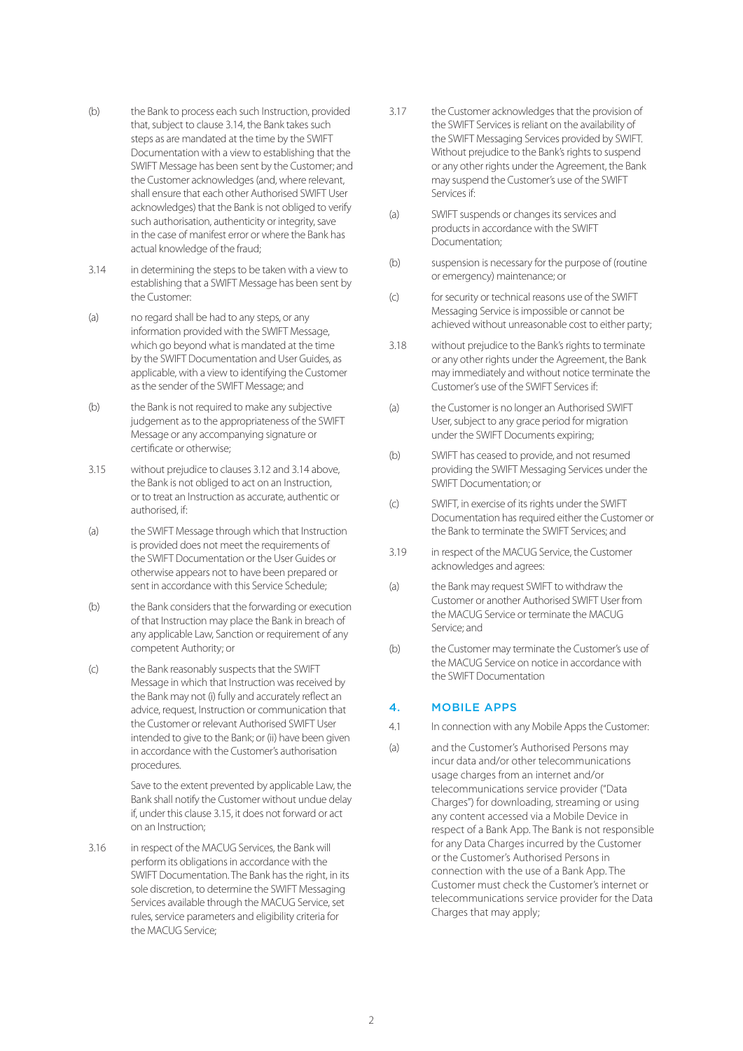(b) the Bank to process each such Instruction, provided that, subject to clause 3.14, the Bank takes such steps as are mandated at the time by the SWIFT Documentation with a view to establishing that the SWIFT Message has been sent by the Customer; and the Customer acknowledges (and, where relevant, shall ensure that each other Authorised SWIFT User acknowledges) that the Bank is not obliged to verify such authorisation, authenticity or integrity, save in the case of manifest error or where the Bank has actual knowledge of the fraud;

3.14 in determining the steps to be taken with a view to establishing that a SWIFT Message has been sent by the Customer:

(a) no regard shall be had to any steps, or any information provided with the SWIFT Message, which go beyond what is mandated at the time by the SWIFT Documentation and User Guides, as applicable, with a view to identifying the Customer as the sender of the SWIFT Message; and

(b) the Bank is not required to make any subjective judgement as to the appropriateness of the SWIFT Message or any accompanying signature or certificate or otherwise;

3.15 without prejudice to clauses 3.12 and 3.14 above, the Bank is not obliged to act on an Instruction, or to treat an Instruction as accurate, authentic or authorised, if:

(a) the SWIFT Message through which that Instruction is provided does not meet the requirements of the SWIFT Documentation or the User Guides or otherwise appears not to have been prepared or sent in accordance with this Service Schedule;

(b) the Bank considers that the forwarding or execution of that Instruction may place the Bank in breach of any applicable Law, Sanction or requirement of any competent Authority; or

(c) the Bank reasonably suspects that the SWIFT Message in which that Instruction was received by the Bank may not (i) fully and accurately reflect an advice, request, Instruction or communication that the Customer or relevant Authorised SWIFT User intended to give to the Bank; or (ii) have been given in accordance with the Customer's authorisation procedures.

Save to the extent prevented by applicable Law, the Bank shall notify the Customer without undue delay if, under this clause 3.15, it does not forward or act on an Instruction;

3.16 in respect of the MACUG Services, the Bank will perform its obligations in accordance with the SWIFT Documentation. The Bank has the right, in its sole discretion, to determine the SWIFT Messaging Services available through the MACUG Service, set rules, service parameters and eligibility criteria for the MACUG Service;

3.17 the Customer acknowledges that the provision of the SWIFT Services is reliant on the availability of the SWIFT Messaging Services provided by SWIFT. Without prejudice to the Bank's rights to suspend or any other rights under the Agreement, the Bank may suspend the Customer's use of the SWIFT Services if:

(a) SWIFT suspends or changes its services and products in accordance with the SWIFT Documentation;

(b) suspension is necessary for the purpose of (routine or emergency) maintenance; or

(c) for security or technical reasons use of the SWIFT Messaging Service is impossible or cannot be achieved without unreasonable cost to either party;

3.18 without prejudice to the Bank's rights to terminate or any other rights under the Agreement, the Bank may immediately and without notice terminate the Customer's use of the SWIFT Services if:

(a) the Customer is no longer an Authorised SWIFT User, subject to any grace period for migration under the SWIFT Documents expiring;

(b) SWIFT has ceased to provide, and not resumed providing the SWIFT Messaging Services under the SWIFT Documentation; or

(c) SWIFT, in exercise of its rights under the SWIFT Documentation has required either the Customer or the Bank to terminate the SWIFT Services; and

3.19 in respect of the MACUG Service, the Customer acknowledges and agrees:

(a) the Bank may request SWIFT to withdraw the Customer or another Authorised SWIFT User from the MACUG Service or terminate the MACUG Service; and

(b) the Customer may terminate the Customer's use of the MACUG Service on notice in accordance with the SWIFT Documentation

## 4. MOBILE APPS

4.1 In connection with any Mobile Apps the Customer:

(a) and the Customer's Authorised Persons may incur data and/or other telecommunications usage charges from an internet and/or telecommunications service provider ("Data Charges") for downloading, streaming or using any content accessed via a Mobile Device in respect of a Bank App. The Bank is not responsible for any Data Charges incurred by the Customer or the Customer's Authorised Persons in connection with the use of a Bank App. The Customer must check the Customer's internet or telecommunications service provider for the Data Charges that may apply;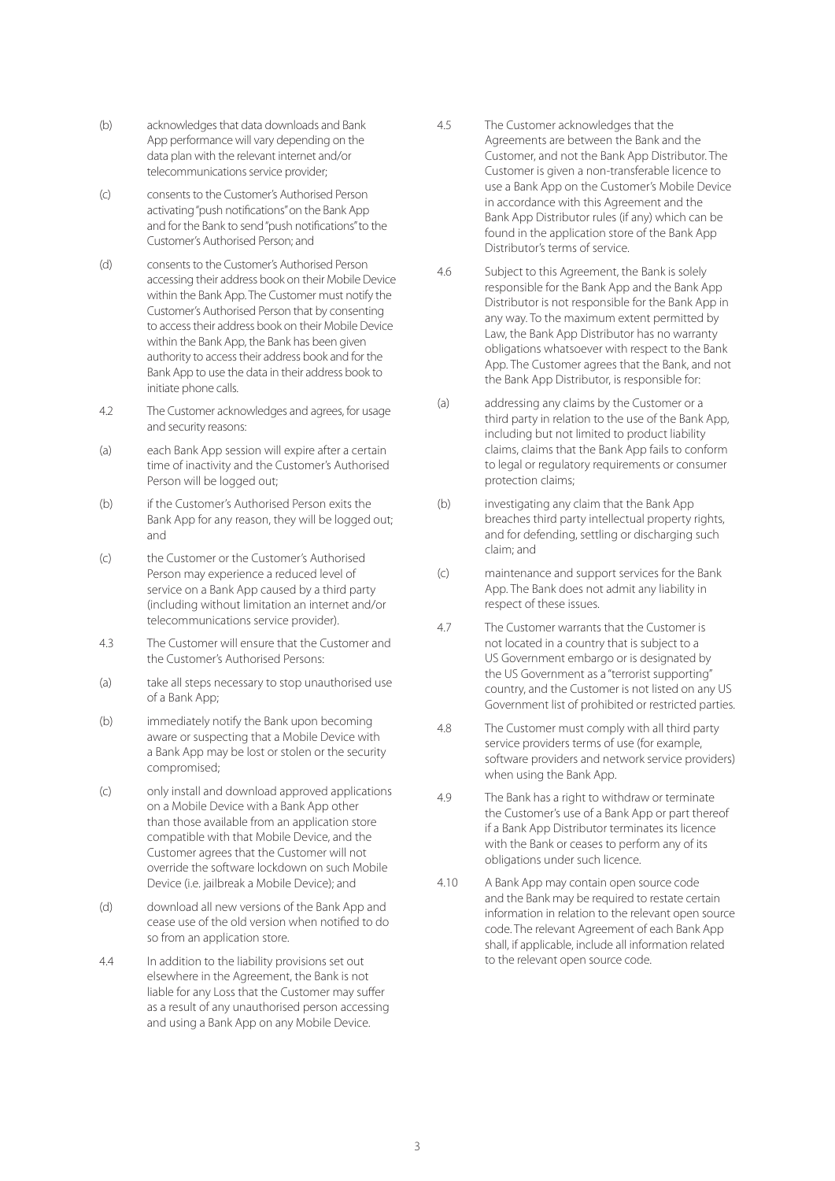(b) acknowledges that data downloads and Bank App performance will vary depending on the data plan with the relevant internet and/or telecommunications service provider;

(c) consents to the Customer's Authorised Person activating "push notifications" on the Bank App and for the Bank to send "push notifications" to the Customer's Authorised Person; and

(d) consents to the Customer's Authorised Person accessing their address book on their Mobile Device within the Bank App. The Customer must notify the Customer's Authorised Person that by consenting to access their address book on their Mobile Device within the Bank App, the Bank has been given authority to access their address book and for the Bank App to use the data in their address book to initiate phone calls.

4.2 The Customer acknowledges and agrees, for usage and security reasons:

(a) each Bank App session will expire after a certain time of inactivity and the Customer's Authorised Person will be logged out;

(b) if the Customer's Authorised Person exits the Bank App for any reason, they will be logged out; and

(c) the Customer or the Customer's Authorised Person may experience a reduced level of service on a Bank App caused by a third party (including without limitation an internet and/or telecommunications service provider).

4.3 The Customer will ensure that the Customer and the Customer's Authorised Persons:

(a) take all steps necessary to stop unauthorised use of a Bank App;

(b) immediately notify the Bank upon becoming aware or suspecting that a Mobile Device with a Bank App may be lost or stolen or the security compromised;

(c) only install and download approved applications on a Mobile Device with a Bank App other than those available from an application store compatible with that Mobile Device, and the Customer agrees that the Customer will not override the software lockdown on such Mobile Device (i.e. jailbreak a Mobile Device); and

(d) download all new versions of the Bank App and cease use of the old version when notified to do so from an application store.

4.4 In addition to the liability provisions set out elsewhere in the Agreement, the Bank is not liable for any Loss that the Customer may suffer as a result of any unauthorised person accessing and using a Bank App on any Mobile Device.

4.5 The Customer acknowledges that the Agreements are between the Bank and the Customer, and not the Bank App Distributor. The Customer is given a non-transferable licence to use a Bank App on the Customer's Mobile Device in accordance with this Agreement and the Bank App Distributor rules (if any) which can be found in the application store of the Bank App Distributor's terms of service.

4.6 Subject to this Agreement, the Bank is solely responsible for the Bank App and the Bank App Distributor is not responsible for the Bank App in any way. To the maximum extent permitted by Law, the Bank App Distributor has no warranty obligations whatsoever with respect to the Bank App. The Customer agrees that the Bank, and not the Bank App Distributor, is responsible for:

(a) addressing any claims by the Customer or a third party in relation to the use of the Bank App, including but not limited to product liability claims, claims that the Bank App fails to conform to legal or regulatory requirements or consumer protection claims;

(b) investigating any claim that the Bank App breaches third party intellectual property rights, and for defending, settling or discharging such claim; and

(c) maintenance and support services for the Bank App. The Bank does not admit any liability in respect of these issues.

4.7 The Customer warrants that the Customer is not located in a country that is subject to a US Government embargo or is designated by the US Government as a "terrorist supporting" country, and the Customer is not listed on any US Government list of prohibited or restricted parties.

4.8 The Customer must comply with all third party service providers terms of use (for example, software providers and network service providers) when using the Bank App.

4.9 The Bank has a right to withdraw or terminate the Customer's use of a Bank App or part thereof if a Bank App Distributor terminates its licence with the Bank or ceases to perform any of its obligations under such licence.

4.10 A Bank App may contain open source code and the Bank may be required to restate certain information in relation to the relevant open source code. The relevant Agreement of each Bank App shall, if applicable, include all information related to the relevant open source code.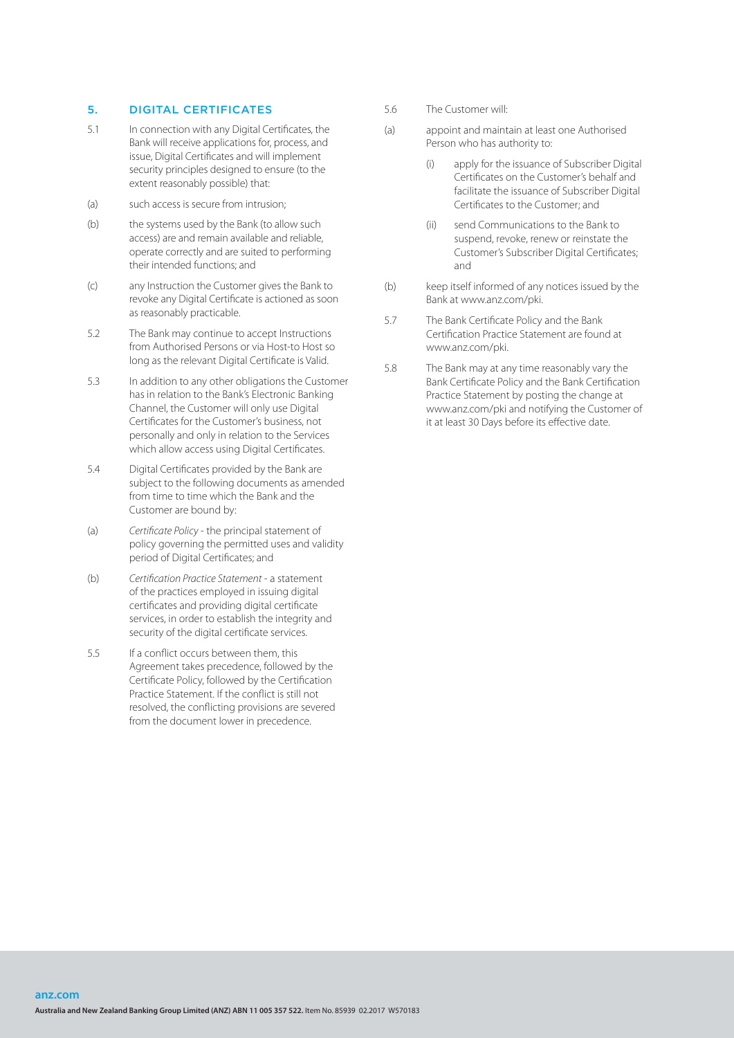## 5. DIGITAL CERTIFICATES

5.1 In connection with any Digital Certificates, the Bank will receive applications for, process, and issue, Digital Certificates and will implement security principles designed to ensure (to the extent reasonably possible) that:

(a) such access is secure from intrusion;

(b) the systems used by the Bank (to allow such access) are and remain available and reliable, operate correctly and are suited to performing their intended functions; and

(c) any Instruction the Customer gives the Bank to revoke any Digital Certificate is actioned as soon as reasonably practicable.

5.2 The Bank may continue to accept Instructions from Authorised Persons or via Host-to Host so long as the relevant Digital Certificate is Valid.

5.3 In addition to any other obligations the Customer has in relation to the Bank's Electronic Banking Channel, the Customer will only use Digital Certificates for the Customer's business, not personally and only in relation to the Services which allow access using Digital Certificates.

5.4 Digital Certificates provided by the Bank are subject to the following documents as amended from time to time which the Bank and the Customer are bound by:

(a) *Certificate Policy* - the principal statement of policy governing the permitted uses and validity period of Digital Certificates; and

(b) *Certification Practice Statement* - a statement of the practices employed in issuing digital certificates and providing digital certificate services, in order to establish the integrity and security of the digital certificate services.

5.5 If a conflict occurs between them, this Agreement takes precedence, followed by the Certificate Policy, followed by the Certification Practice Statement. If the conflict is still not resolved, the conflicting provisions are severed from the document lower in precedence.

5.6 The Customer will:

(a) appoint and maintain at least one Authorised Person who has authority to:

(i) apply for the issuance of Subscriber Digital Certificates on the Customer's behalf and facilitate the issuance of Subscriber Digital Certificates to the Customer; and

(ii) send Communications to the Bank to suspend, revoke, renew or reinstate the Customer's Subscriber Digital Certificates; and

(b) keep itself informed of any notices issued by the Bank at www.anz.com/pki.

5.7 The Bank Certificate Policy and the Bank Certification Practice Statement are found at www.anz.com/pki.

5.8 The Bank may at any time reasonably vary the Bank Certificate Policy and the Bank Certification Practice Statement by posting the change at www.anz.com/pki and notifying the Customer of it at least 30 Days before its effective date.

**anz.com**

**Australia and New Zealand Banking Group Limited (ANZ) ABN 11 005 357 522.** Item No. 85939 02.2017 W570183